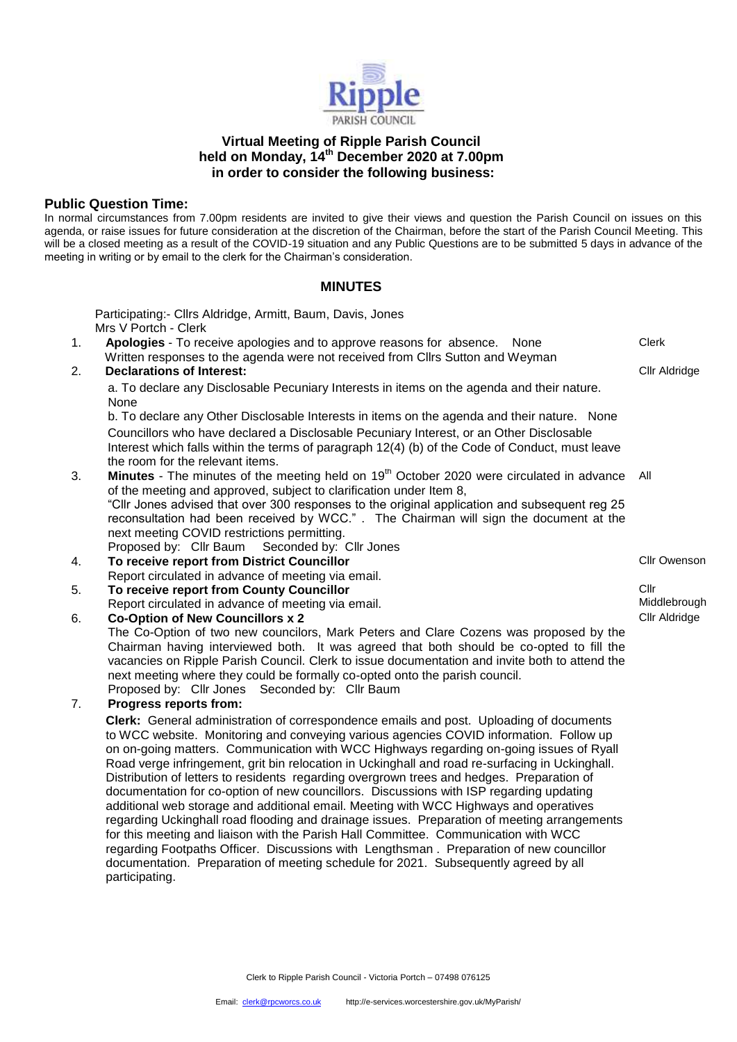# Virtual Meeting of Ripple Parish Council held on Monday, 14th December 2020 at 7.00pm in order to consider the following business:

## Public Question Time:

In normal circumstances from 7.00pm residents are invited to give their views and question the Parish Council on issues on this agenda, or raise issues for future consideration at the discretion of the Chairman, before the start of the Parish Council Meeting. This will be a closed meeting as a result of the COVID-19 situation and any Public Questions are to be submitted 5 days in advance of the meeting in writing or by email to the clerk for the Chairman's consideration.

## MINUTES

Participating:- Cllrs Aldridge, Armitt, Baum, Davis, Jones
Mrs V Portch - Clerk

1. **Apologies** - To receive apologies and to approve reasons for absence. None — *Clerk*
   Written responses to the agenda were not received from Cllrs Sutton and Weyman

2. **Declarations of Interest:** — *Cllr Aldridge*

   a. To declare any Disclosable Pecuniary Interests in items on the agenda and their nature. None

   b. To declare any Other Disclosable Interests in items on the agenda and their nature. None

   Councillors who have declared a Disclosable Pecuniary Interest, or an Other Disclosable Interest which falls within the terms of paragraph 12(4) (b) of the Code of Conduct, must leave the room for the relevant items.

3. **Minutes** - The minutes of the meeting held on 19th October 2020 were circulated in advance of the meeting and approved, subject to clarification under Item 8, — *All*
   "Cllr Jones advised that over 300 responses to the original application and subsequent reg 25 reconsultation had been received by WCC." . The Chairman will sign the document at the next meeting COVID restrictions permitting.
   Proposed by: Cllr Baum Seconded by: Cllr Jones

4. **To receive report from District Councillor** — *Cllr Owenson*
   Report circulated in advance of meeting via email.

5. **To receive report from County Councillor** — *Cllr Middlebrough*
   Report circulated in advance of meeting via email.

6. **Co-Option of New Councillors x 2** — *Cllr Aldridge*
   The Co-Option of two new councilors, Mark Peters and Clare Cozens was proposed by the Chairman having interviewed both. It was agreed that both should be co-opted to fill the vacancies on Ripple Parish Council. Clerk to issue documentation and invite both to attend the next meeting where they could be formally co-opted onto the parish council.
   Proposed by: Cllr Jones Seconded by: Cllr Baum

7. **Progress reports from:**

   **Clerk:** General administration of correspondence emails and post. Uploading of documents to WCC website. Monitoring and conveying various agencies COVID information. Follow up on on-going matters. Communication with WCC Highways regarding on-going issues of Ryall Road verge infringement, grit bin relocation in Uckinghall and road re-surfacing in Uckinghall. Distribution of letters to residents regarding overgrown trees and hedges. Preparation of documentation for co-option of new councillors. Discussions with ISP regarding updating additional web storage and additional email. Meeting with WCC Highways and operatives regarding Uckinghall road flooding and drainage issues. Preparation of meeting arrangements for this meeting and liaison with the Parish Hall Committee. Communication with WCC regarding Footpaths Officer. Discussions with Lengthsman . Preparation of new councillor documentation. Preparation of meeting schedule for 2021. Subsequently agreed by all participating.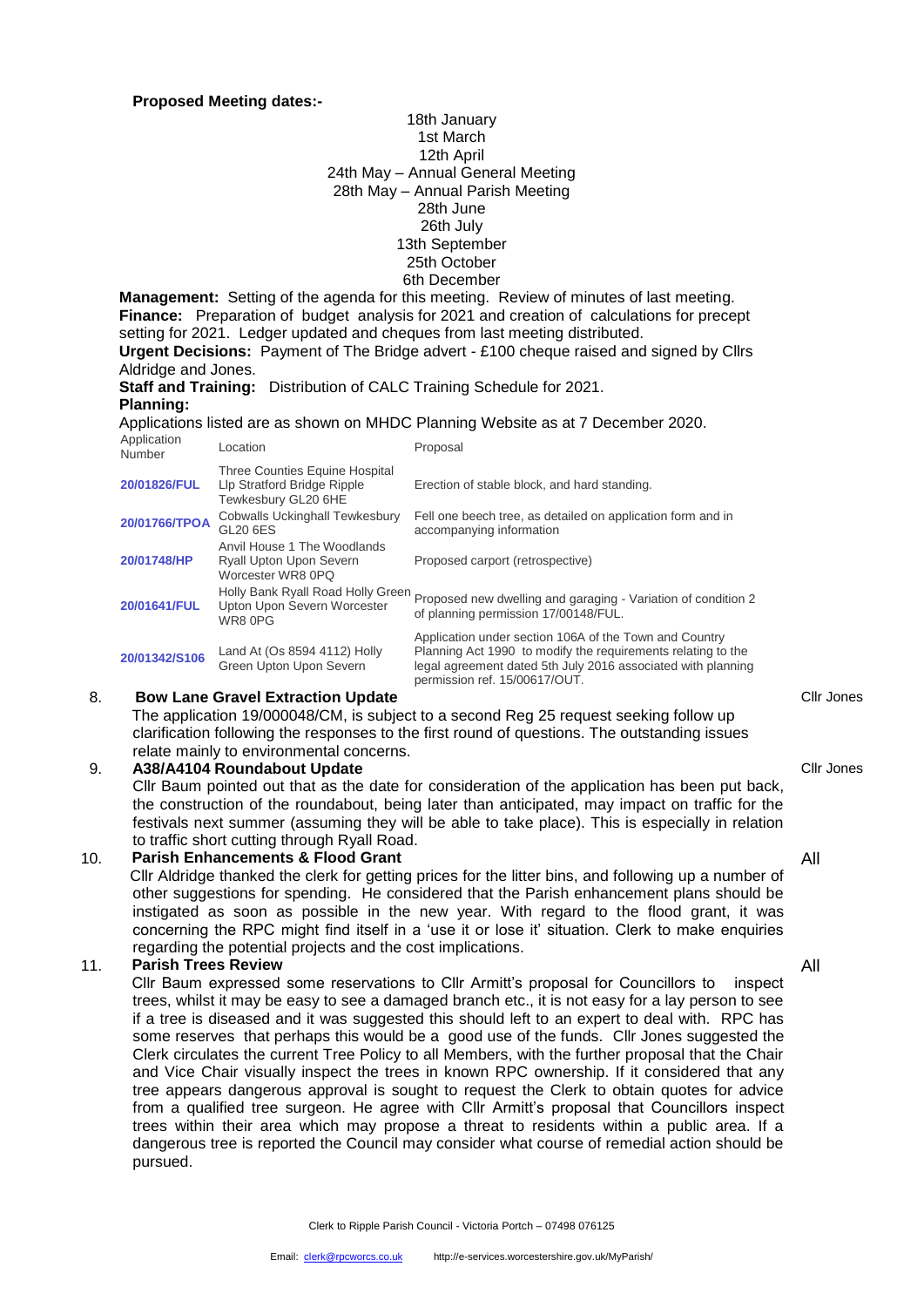**Proposed Meeting dates:-**

18th January
1st March
12th April
24th May – Annual General Meeting
28th May – Annual Parish Meeting
28th June
26th July
13th September
25th October
6th December

**Management:** Setting of the agenda for this meeting. Review of minutes of last meeting.
**Finance:** Preparation of budget analysis for 2021 and creation of calculations for precept setting for 2021. Ledger updated and cheques from last meeting distributed.
**Urgent Decisions:** Payment of The Bridge advert - £100 cheque raised and signed by Cllrs Aldridge and Jones.
**Staff and Training:** Distribution of CALC Training Schedule for 2021.
**Planning:**

Applications listed are as shown on MHDC Planning Website as at 7 December 2020.

| Application Number | Location | Proposal |
|---|---|---|
| **20/01826/FUL** | Three Counties Equine Hospital Llp Stratford Bridge Ripple Tewkesbury GL20 6HE | Erection of stable block, and hard standing. |
| **20/01766/TPOA** | Cobwalls Uckinghall Tewkesbury GL20 6ES | Fell one beech tree, as detailed on application form and in accompanying information |
| **20/01748/HP** | Anvil House 1 The Woodlands Ryall Upton Upon Severn Worcester WR8 0PQ | Proposed carport (retrospective) |
| **20/01641/FUL** | Holly Bank Ryall Road Holly Green Upton Upon Severn Worcester WR8 0PG | Proposed new dwelling and garaging - Variation of condition 2 of planning permission 17/00148/FUL. |
| **20/01342/S106** | Land At (Os 8594 4112) Holly Green Upton Upon Severn | Application under section 106A of the Town and Country Planning Act 1990 to modify the requirements relating to the legal agreement dated 5th July 2016 associated with planning permission ref. 15/00617/OUT. |

8. **Bow Lane Gravel Extraction Update** — Cllr Jones

The application 19/000048/CM, is subject to a second Reg 25 request seeking follow up clarification following the responses to the first round of questions. The outstanding issues relate mainly to environmental concerns.

9. **A38/A4104 Roundabout Update** — Cllr Jones

Cllr Baum pointed out that as the date for consideration of the application has been put back, the construction of the roundabout, being later than anticipated, may impact on traffic for the festivals next summer (assuming they will be able to take place). This is especially in relation to traffic short cutting through Ryall Road.

10. **Parish Enhancements & Flood Grant** — All

Cllr Aldridge thanked the clerk for getting prices for the litter bins, and following up a number of other suggestions for spending. He considered that the Parish enhancement plans should be instigated as soon as possible in the new year. With regard to the flood grant, it was concerning the RPC might find itself in a 'use it or lose it' situation. Clerk to make enquiries regarding the potential projects and the cost implications.

11. **Parish Trees Review** — All

Cllr Baum expressed some reservations to Cllr Armitt's proposal for Councillors to inspect trees, whilst it may be easy to see a damaged branch etc., it is not easy for a lay person to see if a tree is diseased and it was suggested this should left to an expert to deal with. RPC has some reserves that perhaps this would be a good use of the funds. Cllr Jones suggested the Clerk circulates the current Tree Policy to all Members, with the further proposal that the Chair and Vice Chair visually inspect the trees in known RPC ownership. If it considered that any tree appears dangerous approval is sought to request the Clerk to obtain quotes for advice from a qualified tree surgeon. He agree with Cllr Armitt's proposal that Councillors inspect trees within their area which may propose a threat to residents within a public area. If a dangerous tree is reported the Council may consider what course of remedial action should be pursued.

Clerk to Ripple Parish Council - Victoria Portch – 07498 076125

Email: clerk@rpcworcs.co.uk http://e-services.worcestershire.gov.uk/MyParish/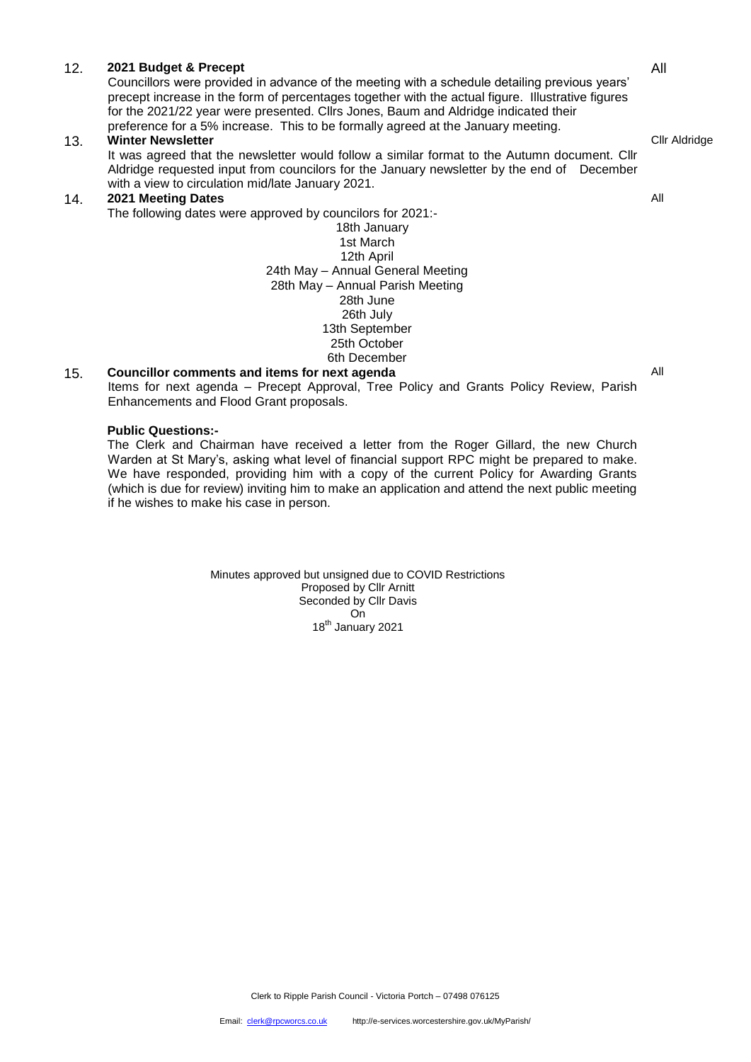12. **2021 Budget & Precept** — All

Councillors were provided in advance of the meeting with a schedule detailing previous years' precept increase in the form of percentages together with the actual figure. Illustrative figures for the 2021/22 year were presented. Cllrs Jones, Baum and Aldridge indicated their preference for a 5% increase. This to be formally agreed at the January meeting.

13. **Winter Newsletter** — Cllr Aldridge

It was agreed that the newsletter would follow a similar format to the Autumn document. Cllr Aldridge requested input from councilors for the January newsletter by the end of December with a view to circulation mid/late January 2021.

14. **2021 Meeting Dates** — All

The following dates were approved by councilors for 2021:-

18th January
1st March
12th April
24th May – Annual General Meeting
28th May – Annual Parish Meeting
28th June
26th July
13th September
25th October
6th December

15. **Councillor comments and items for next agenda** — All

Items for next agenda – Precept Approval, Tree Policy and Grants Policy Review, Parish Enhancements and Flood Grant proposals.

**Public Questions:-**

The Clerk and Chairman have received a letter from the Roger Gillard, the new Church Warden at St Mary's, asking what level of financial support RPC might be prepared to make. We have responded, providing him with a copy of the current Policy for Awarding Grants (which is due for review) inviting him to make an application and attend the next public meeting if he wishes to make his case in person.

Minutes approved but unsigned due to COVID Restrictions
Proposed by Cllr Arnitt
Seconded by Cllr Davis
On
18th January 2021

Clerk to Ripple Parish Council - Victoria Portch – 07498 076125

Email: clerk@rpcworcs.co.uk http://e-services.worcestershire.gov.uk/MyParish/